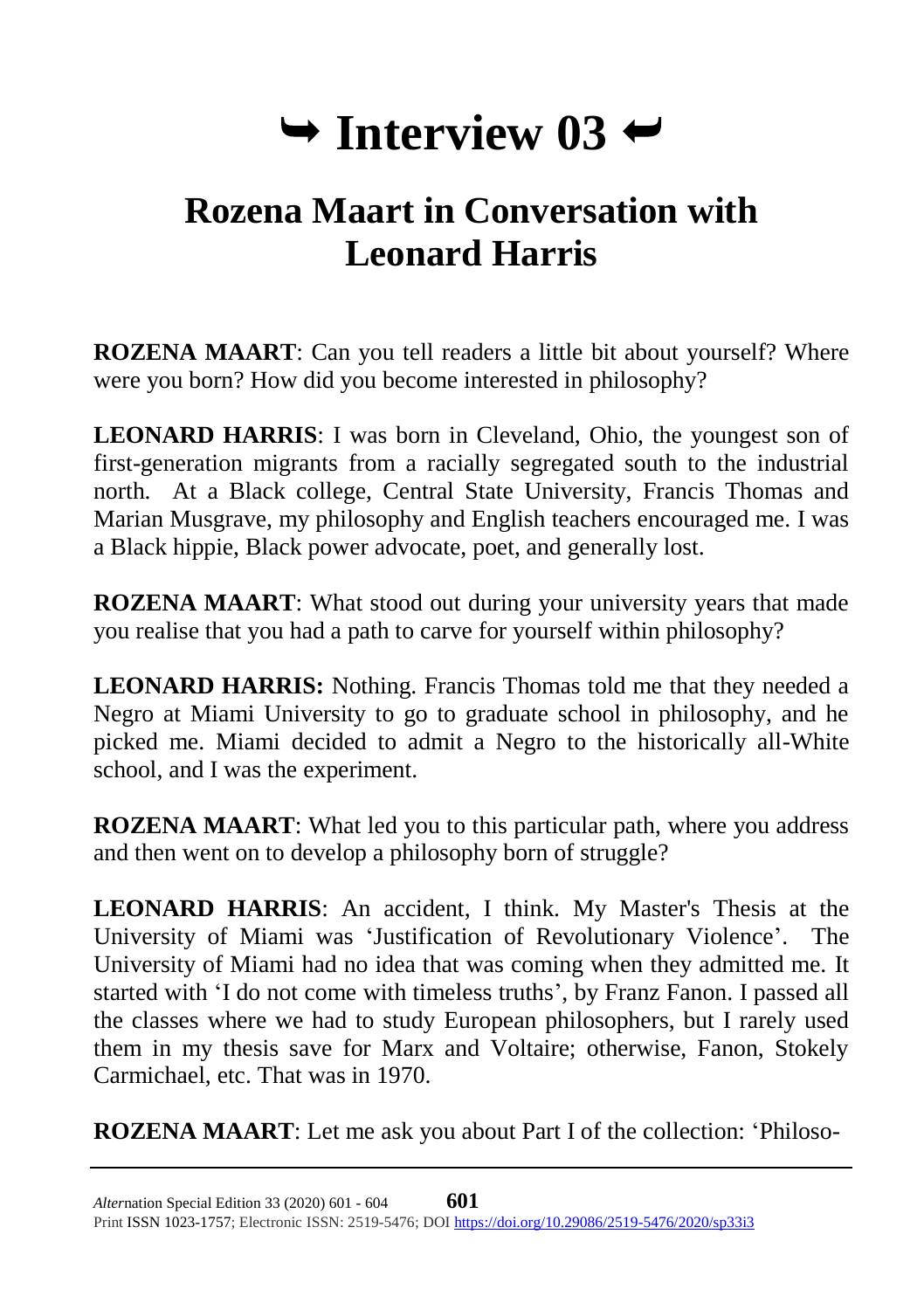# ↪ Interview 03 ↩

## Rozena Maart in Conversation with Leonard Harris

**ROZENA MAART**: Can you tell readers a little bit about yourself? Where were you born? How did you become interested in philosophy?

**LEONARD HARRIS**: I was born in Cleveland, Ohio, the youngest son of first-generation migrants from a racially segregated south to the industrial north. At a Black college, Central State University, Francis Thomas and Marian Musgrave, my philosophy and English teachers encouraged me. I was a Black hippie, Black power advocate, poet, and generally lost.

**ROZENA MAART**: What stood out during your university years that made you realise that you had a path to carve for yourself within philosophy?

**LEONARD HARRIS:** Nothing. Francis Thomas told me that they needed a Negro at Miami University to go to graduate school in philosophy, and he picked me. Miami decided to admit a Negro to the historically all-White school, and I was the experiment.

**ROZENA MAART**: What led you to this particular path, where you address and then went on to develop a philosophy born of struggle?

**LEONARD HARRIS**: An accident, I think. My Master's Thesis at the University of Miami was 'Justification of Revolutionary Violence'. The University of Miami had no idea that was coming when they admitted me. It started with 'I do not come with timeless truths', by Franz Fanon. I passed all the classes where we had to study European philosophers, but I rarely used them in my thesis save for Marx and Voltaire; otherwise, Fanon, Stokely Carmichael, etc. That was in 1970.

**ROZENA MAART**: Let me ask you about Part I of the collection: 'Philoso-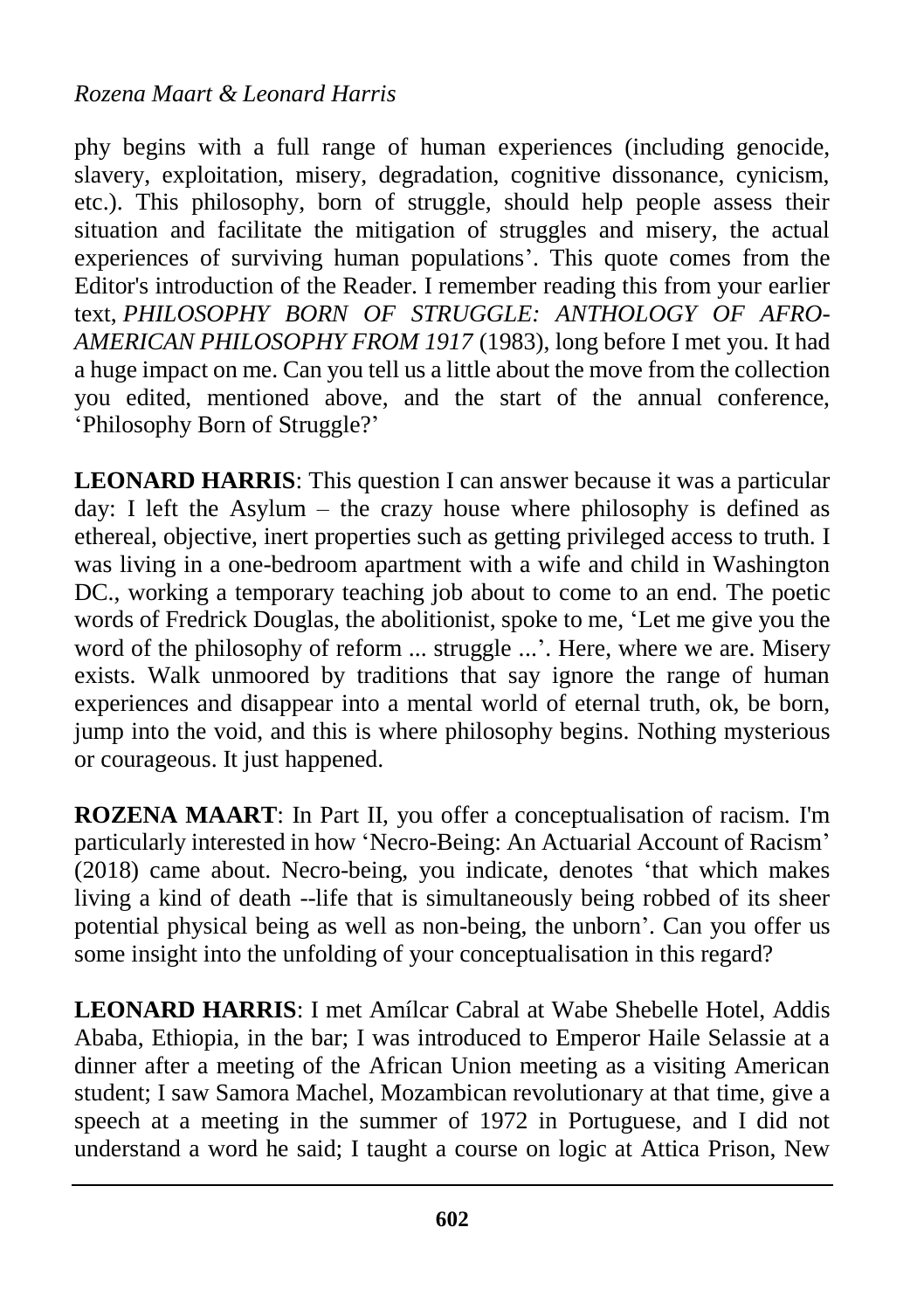phy begins with a full range of human experiences (including genocide, slavery, exploitation, misery, degradation, cognitive dissonance, cynicism, etc.). This philosophy, born of struggle, should help people assess their situation and facilitate the mitigation of struggles and misery, the actual experiences of surviving human populations'. This quote comes from the Editor's introduction of the Reader. I remember reading this from your earlier text, *PHILOSOPHY BORN OF STRUGGLE: ANTHOLOGY OF AFRO-AMERICAN PHILOSOPHY FROM 1917* (1983), long before I met you. It had a huge impact on me. Can you tell us a little about the move from the collection you edited, mentioned above, and the start of the annual conference, 'Philosophy Born of Struggle?'

**LEONARD HARRIS**: This question I can answer because it was a particular day: I left the Asylum – the crazy house where philosophy is defined as ethereal, objective, inert properties such as getting privileged access to truth. I was living in a one-bedroom apartment with a wife and child in Washington DC., working a temporary teaching job about to come to an end. The poetic words of Fredrick Douglas, the abolitionist, spoke to me, 'Let me give you the word of the philosophy of reform ... struggle ...'. Here, where we are. Misery exists. Walk unmoored by traditions that say ignore the range of human experiences and disappear into a mental world of eternal truth, ok, be born, jump into the void, and this is where philosophy begins. Nothing mysterious or courageous. It just happened.

**ROZENA MAART**: In Part II, you offer a conceptualisation of racism. I'm particularly interested in how 'Necro-Being: An Actuarial Account of Racism' (2018) came about. Necro-being, you indicate, denotes 'that which makes living a kind of death --life that is simultaneously being robbed of its sheer potential physical being as well as non-being, the unborn'. Can you offer us some insight into the unfolding of your conceptualisation in this regard?

**LEONARD HARRIS**: I met Amílcar Cabral at Wabe Shebelle Hotel, Addis Ababa, Ethiopia, in the bar; I was introduced to Emperor Haile Selassie at a dinner after a meeting of the African Union meeting as a visiting American student; I saw Samora Machel, Mozambican revolutionary at that time, give a speech at a meeting in the summer of 1972 in Portuguese, and I did not understand a word he said; I taught a course on logic at Attica Prison, New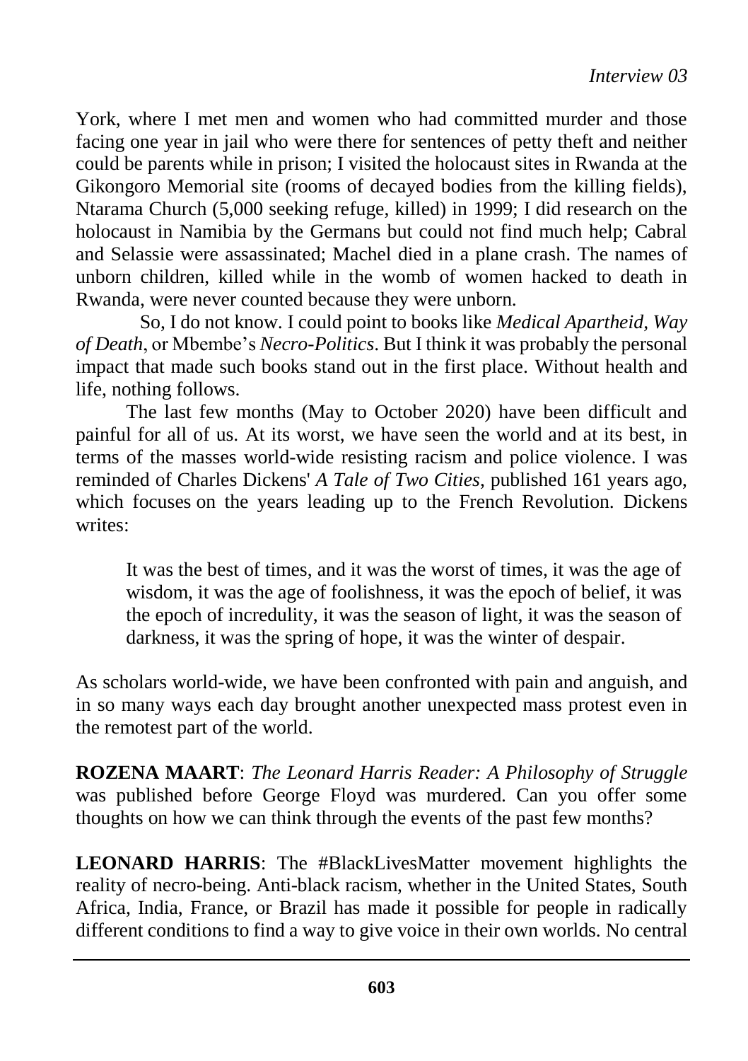York, where I met men and women who had committed murder and those facing one year in jail who were there for sentences of petty theft and neither could be parents while in prison; I visited the holocaust sites in Rwanda at the Gikongoro Memorial site (rooms of decayed bodies from the killing fields), Ntarama Church (5,000 seeking refuge, killed) in 1999; I did research on the holocaust in Namibia by the Germans but could not find much help; Cabral and Selassie were assassinated; Machel died in a plane crash. The names of unborn children, killed while in the womb of women hacked to death in Rwanda, were never counted because they were unborn.

So, I do not know. I could point to books like *Medical Apartheid, Way of Death*, or Mbembe's *Necro-Politics*. But I think it was probably the personal impact that made such books stand out in the first place. Without health and life, nothing follows.

The last few months (May to October 2020) have been difficult and painful for all of us. At its worst, we have seen the world and at its best, in terms of the masses world-wide resisting racism and police violence. I was reminded of Charles Dickens' *A Tale of Two Cities*, published 161 years ago, which focuses on the years leading up to the French Revolution. Dickens writes:

> It was the best of times, and it was the worst of times, it was the age of wisdom, it was the age of foolishness, it was the epoch of belief, it was the epoch of incredulity, it was the season of light, it was the season of darkness, it was the spring of hope, it was the winter of despair.

As scholars world-wide, we have been confronted with pain and anguish, and in so many ways each day brought another unexpected mass protest even in the remotest part of the world.

**ROZENA MAART**: *The Leonard Harris Reader: A Philosophy of Struggle* was published before George Floyd was murdered. Can you offer some thoughts on how we can think through the events of the past few months?

**LEONARD HARRIS**: The #BlackLivesMatter movement highlights the reality of necro-being. Anti-black racism, whether in the United States, South Africa, India, France, or Brazil has made it possible for people in radically different conditions to find a way to give voice in their own worlds. No central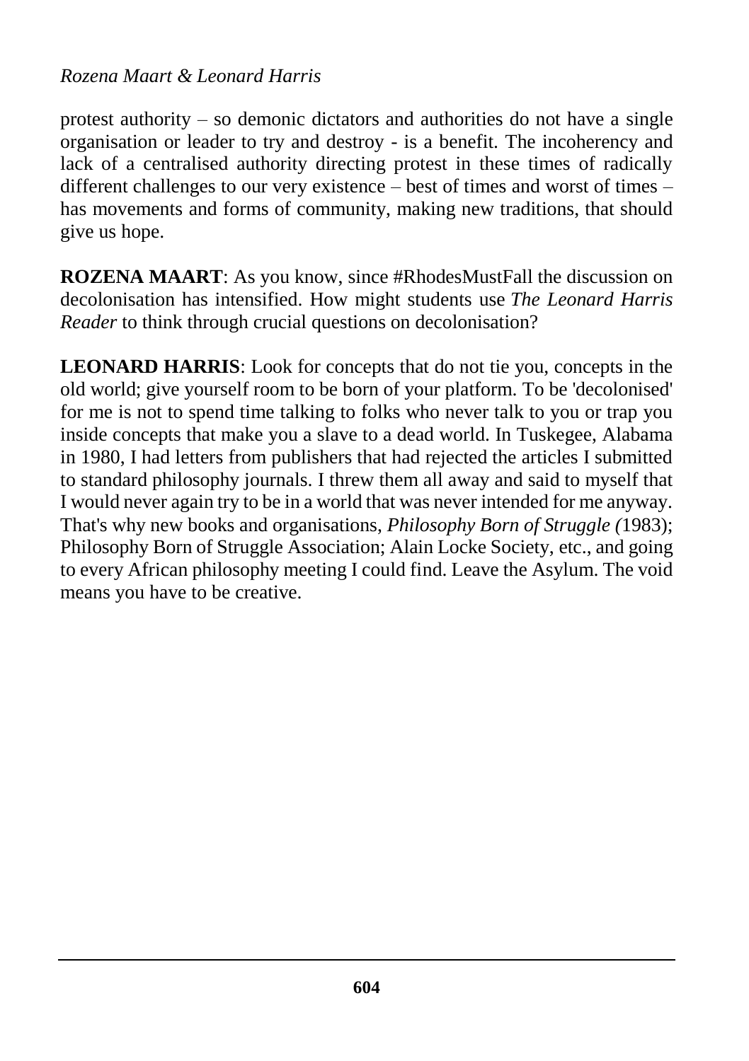protest authority – so demonic dictators and authorities do not have a single organisation or leader to try and destroy - is a benefit. The incoherency and lack of a centralised authority directing protest in these times of radically different challenges to our very existence – best of times and worst of times – has movements and forms of community, making new traditions, that should give us hope.

**ROZENA MAART**: As you know, since #RhodesMustFall the discussion on decolonisation has intensified. How might students use *The Leonard Harris Reader* to think through crucial questions on decolonisation?

**LEONARD HARRIS**: Look for concepts that do not tie you, concepts in the old world; give yourself room to be born of your platform. To be 'decolonised' for me is not to spend time talking to folks who never talk to you or trap you inside concepts that make you a slave to a dead world. In Tuskegee, Alabama in 1980, I had letters from publishers that had rejected the articles I submitted to standard philosophy journals. I threw them all away and said to myself that I would never again try to be in a world that was never intended for me anyway. That's why new books and organisations, *Philosophy Born of Struggle (*1983); Philosophy Born of Struggle Association; Alain Locke Society, etc., and going to every African philosophy meeting I could find. Leave the Asylum. The void means you have to be creative.